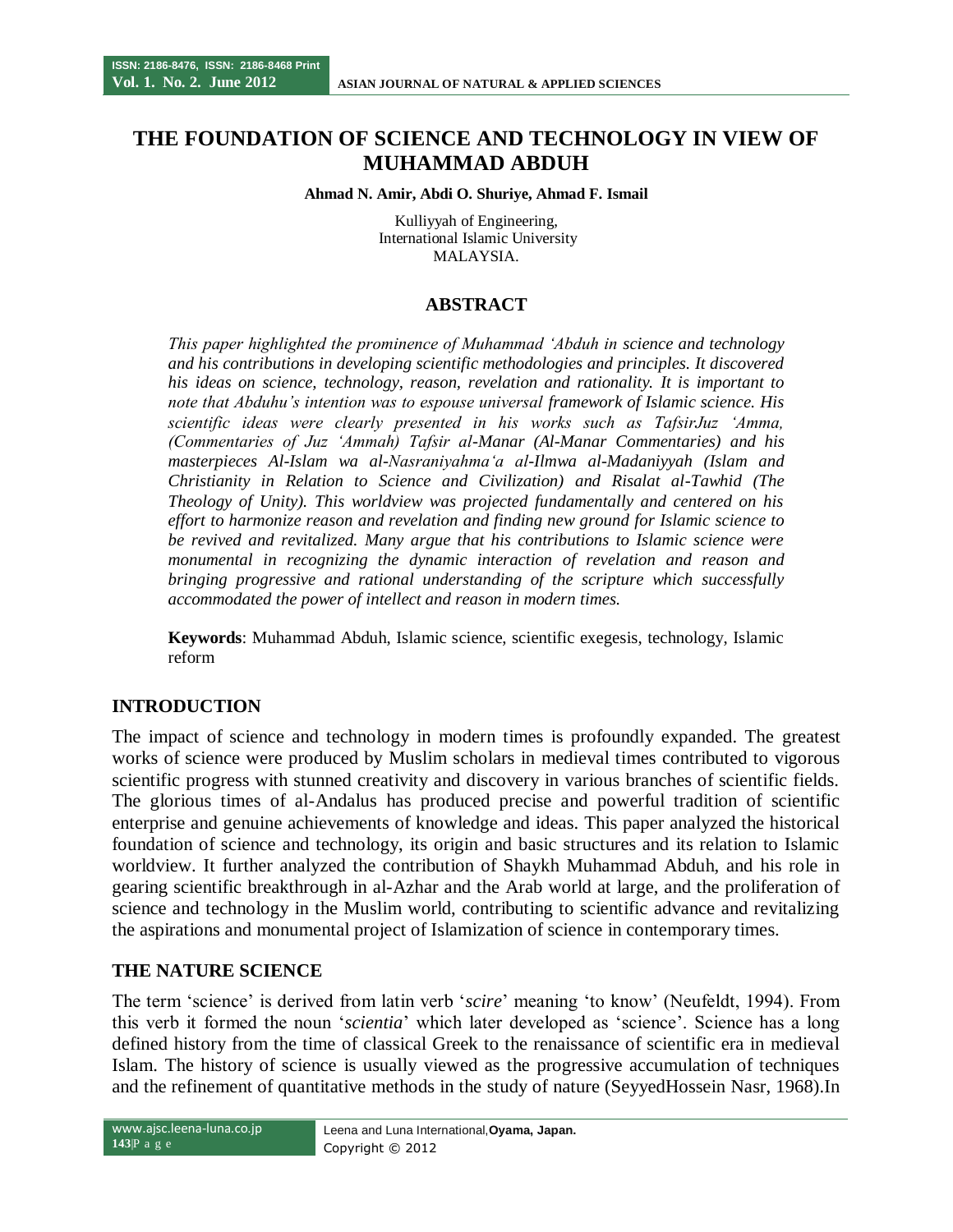# THE FOUNDATION OF SCIENCE AND TECHNOLOGY IN VIEW OF MUHAMMAD ABDUH

**Ahmad N. Amir, Abdi O. Shuriye, Ahmad F. Ismail**

Kulliyyah of Engineering,
International Islamic University
MALAYSIA.

## ABSTRACT

*This paper highlighted the prominence of Muhammad 'Abduh in science and technology and his contributions in developing scientific methodologies and principles. It discovered his ideas on science, technology, reason, revelation and rationality. It is important to note that Abduhu's intention was to espouse universal framework of Islamic science. His scientific ideas were clearly presented in his works such as TafsirJuz 'Amma, (Commentaries of Juz 'Ammah) Tafsir al-Manar (Al-Manar Commentaries) and his masterpieces Al-Islam wa al-Nasraniyahma'a al-Ilmwa al-Madaniyyah (Islam and Christianity in Relation to Science and Civilization) and Risalat al-Tawhid (The Theology of Unity). This worldview was projected fundamentally and centered on his effort to harmonize reason and revelation and finding new ground for Islamic science to be revived and revitalized. Many argue that his contributions to Islamic science were monumental in recognizing the dynamic interaction of revelation and reason and bringing progressive and rational understanding of the scripture which successfully accommodated the power of intellect and reason in modern times.*

**Keywords**: Muhammad Abduh, Islamic science, scientific exegesis, technology, Islamic reform

## INTRODUCTION

The impact of science and technology in modern times is profoundly expanded. The greatest works of science were produced by Muslim scholars in medieval times contributed to vigorous scientific progress with stunned creativity and discovery in various branches of scientific fields. The glorious times of al-Andalus has produced precise and powerful tradition of scientific enterprise and genuine achievements of knowledge and ideas. This paper analyzed the historical foundation of science and technology, its origin and basic structures and its relation to Islamic worldview. It further analyzed the contribution of Shaykh Muhammad Abduh, and his role in gearing scientific breakthrough in al-Azhar and the Arab world at large, and the proliferation of science and technology in the Muslim world, contributing to scientific advance and revitalizing the aspirations and monumental project of Islamization of science in contemporary times.

## THE NATURE SCIENCE

The term 'science' is derived from latin verb '*scire*' meaning 'to know' (Neufeldt, 1994). From this verb it formed the noun '*scientia*' which later developed as 'science'. Science has a long defined history from the time of classical Greek to the renaissance of scientific era in medieval Islam. The history of science is usually viewed as the progressive accumulation of techniques and the refinement of quantitative methods in the study of nature (SeyyedHossein Nasr, 1968).In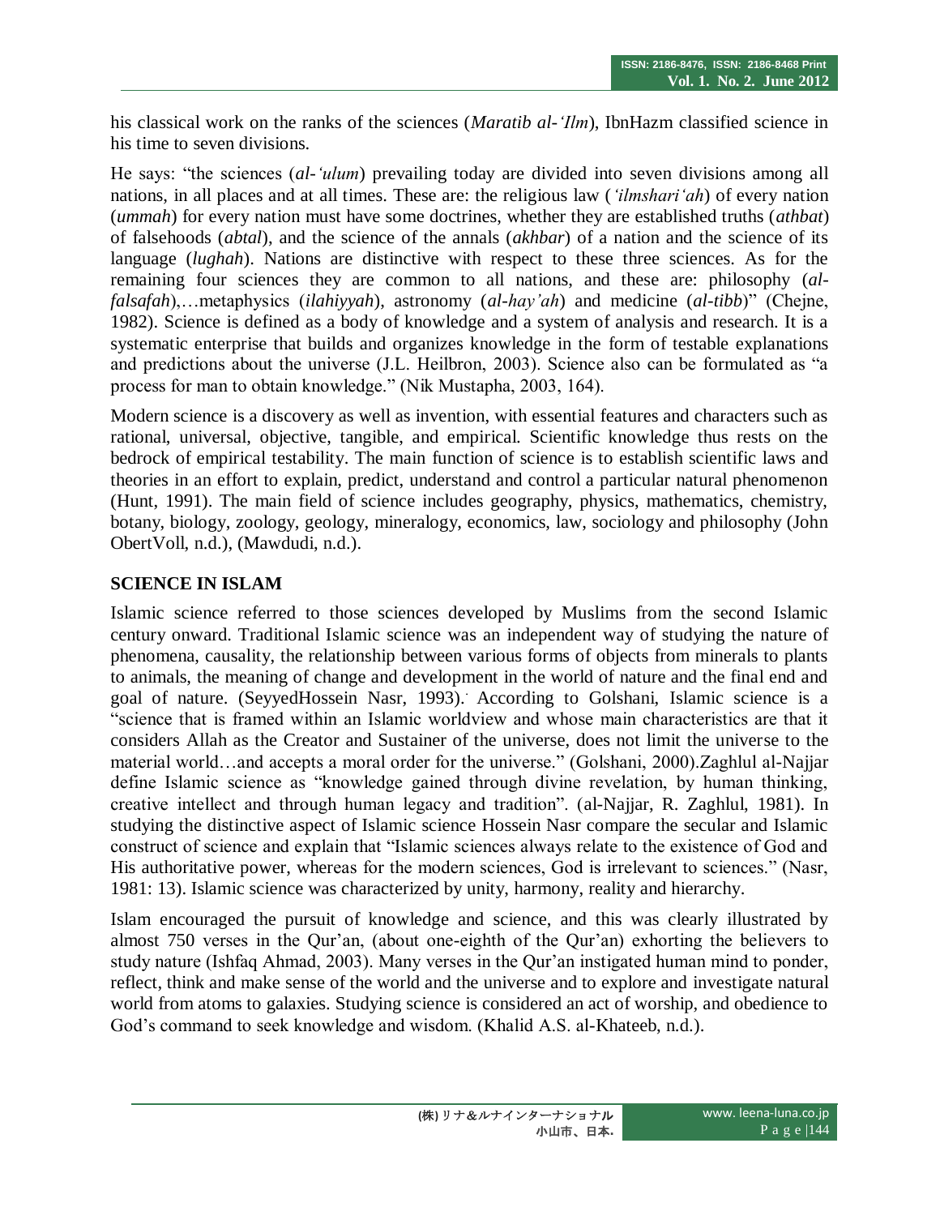his classical work on the ranks of the sciences (*Maratib al-'Ilm*), IbnHazm classified science in his time to seven divisions.

He says: "the sciences (*al-'ulum*) prevailing today are divided into seven divisions among all nations, in all places and at all times. These are: the religious law (*'ilmshari'ah*) of every nation (*ummah*) for every nation must have some doctrines, whether they are established truths (*athbat*) of falsehoods (*abtal*), and the science of the annals (*akhbar*) of a nation and the science of its language (*lughah*). Nations are distinctive with respect to these three sciences. As for the remaining four sciences they are common to all nations, and these are: philosophy (*al-falsafah*),…metaphysics (*ilahiyyah*), astronomy (*al-hay'ah*) and medicine (*al-tibb*)" (Chejne, 1982). Science is defined as a body of knowledge and a system of analysis and research. It is a systematic enterprise that builds and organizes knowledge in the form of testable explanations and predictions about the universe (J.L. Heilbron, 2003). Science also can be formulated as "a process for man to obtain knowledge." (Nik Mustapha, 2003, 164).

Modern science is a discovery as well as invention, with essential features and characters such as rational, universal, objective, tangible, and empirical. Scientific knowledge thus rests on the bedrock of empirical testability. The main function of science is to establish scientific laws and theories in an effort to explain, predict, understand and control a particular natural phenomenon (Hunt, 1991). The main field of science includes geography, physics, mathematics, chemistry, botany, biology, zoology, geology, mineralogy, economics, law, sociology and philosophy (John ObertVoll, n.d.), (Mawdudi, n.d.).

## SCIENCE IN ISLAM

Islamic science referred to those sciences developed by Muslims from the second Islamic century onward. Traditional Islamic science was an independent way of studying the nature of phenomena, causality, the relationship between various forms of objects from minerals to plants to animals, the meaning of change and development in the world of nature and the final end and goal of nature. (SeyyedHossein Nasr, 1993). According to Golshani, Islamic science is a "science that is framed within an Islamic worldview and whose main characteristics are that it considers Allah as the Creator and Sustainer of the universe, does not limit the universe to the material world…and accepts a moral order for the universe." (Golshani, 2000).Zaghlul al-Najjar define Islamic science as "knowledge gained through divine revelation, by human thinking, creative intellect and through human legacy and tradition". (al-Najjar, R. Zaghlul, 1981). In studying the distinctive aspect of Islamic science Hossein Nasr compare the secular and Islamic construct of science and explain that "Islamic sciences always relate to the existence of God and His authoritative power, whereas for the modern sciences, God is irrelevant to sciences." (Nasr, 1981: 13). Islamic science was characterized by unity, harmony, reality and hierarchy.

Islam encouraged the pursuit of knowledge and science, and this was clearly illustrated by almost 750 verses in the Qur'an, (about one-eighth of the Qur'an) exhorting the believers to study nature (Ishfaq Ahmad, 2003). Many verses in the Qur'an instigated human mind to ponder, reflect, think and make sense of the world and the universe and to explore and investigate natural world from atoms to galaxies. Studying science is considered an act of worship, and obedience to God's command to seek knowledge and wisdom. (Khalid A.S. al-Khateeb, n.d.).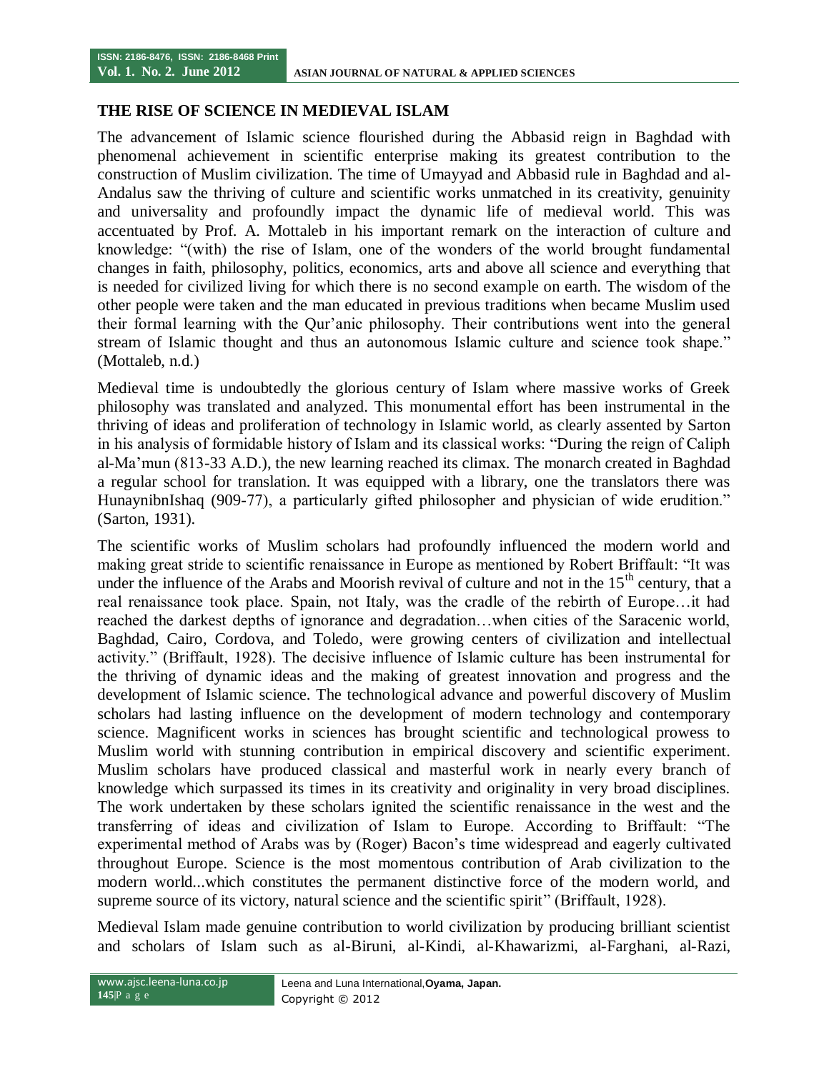## THE RISE OF SCIENCE IN MEDIEVAL ISLAM

The advancement of Islamic science flourished during the Abbasid reign in Baghdad with phenomenal achievement in scientific enterprise making its greatest contribution to the construction of Muslim civilization. The time of Umayyad and Abbasid rule in Baghdad and al-Andalus saw the thriving of culture and scientific works unmatched in its creativity, genuinity and universality and profoundly impact the dynamic life of medieval world. This was accentuated by Prof. A. Mottaleb in his important remark on the interaction of culture and knowledge: "(with) the rise of Islam, one of the wonders of the world brought fundamental changes in faith, philosophy, politics, economics, arts and above all science and everything that is needed for civilized living for which there is no second example on earth. The wisdom of the other people were taken and the man educated in previous traditions when became Muslim used their formal learning with the Qur'anic philosophy. Their contributions went into the general stream of Islamic thought and thus an autonomous Islamic culture and science took shape." (Mottaleb, n.d.)

Medieval time is undoubtedly the glorious century of Islam where massive works of Greek philosophy was translated and analyzed. This monumental effort has been instrumental in the thriving of ideas and proliferation of technology in Islamic world, as clearly assented by Sarton in his analysis of formidable history of Islam and its classical works: "During the reign of Caliph al-Ma'mun (813-33 A.D.), the new learning reached its climax. The monarch created in Baghdad a regular school for translation. It was equipped with a library, one the translators there was HunaynibnIshaq (909-77), a particularly gifted philosopher and physician of wide erudition." (Sarton, 1931).

The scientific works of Muslim scholars had profoundly influenced the modern world and making great stride to scientific renaissance in Europe as mentioned by Robert Briffault: "It was under the influence of the Arabs and Moorish revival of culture and not in the 15th century, that a real renaissance took place. Spain, not Italy, was the cradle of the rebirth of Europe…it had reached the darkest depths of ignorance and degradation…when cities of the Saracenic world, Baghdad, Cairo, Cordova, and Toledo, were growing centers of civilization and intellectual activity." (Briffault, 1928). The decisive influence of Islamic culture has been instrumental for the thriving of dynamic ideas and the making of greatest innovation and progress and the development of Islamic science. The technological advance and powerful discovery of Muslim scholars had lasting influence on the development of modern technology and contemporary science. Magnificent works in sciences has brought scientific and technological prowess to Muslim world with stunning contribution in empirical discovery and scientific experiment. Muslim scholars have produced classical and masterful work in nearly every branch of knowledge which surpassed its times in its creativity and originality in very broad disciplines. The work undertaken by these scholars ignited the scientific renaissance in the west and the transferring of ideas and civilization of Islam to Europe. According to Briffault: "The experimental method of Arabs was by (Roger) Bacon's time widespread and eagerly cultivated throughout Europe. Science is the most momentous contribution of Arab civilization to the modern world...which constitutes the permanent distinctive force of the modern world, and supreme source of its victory, natural science and the scientific spirit" (Briffault, 1928).

Medieval Islam made genuine contribution to world civilization by producing brilliant scientist and scholars of Islam such as al-Biruni, al-Kindi, al-Khawarizmi, al-Farghani, al-Razi,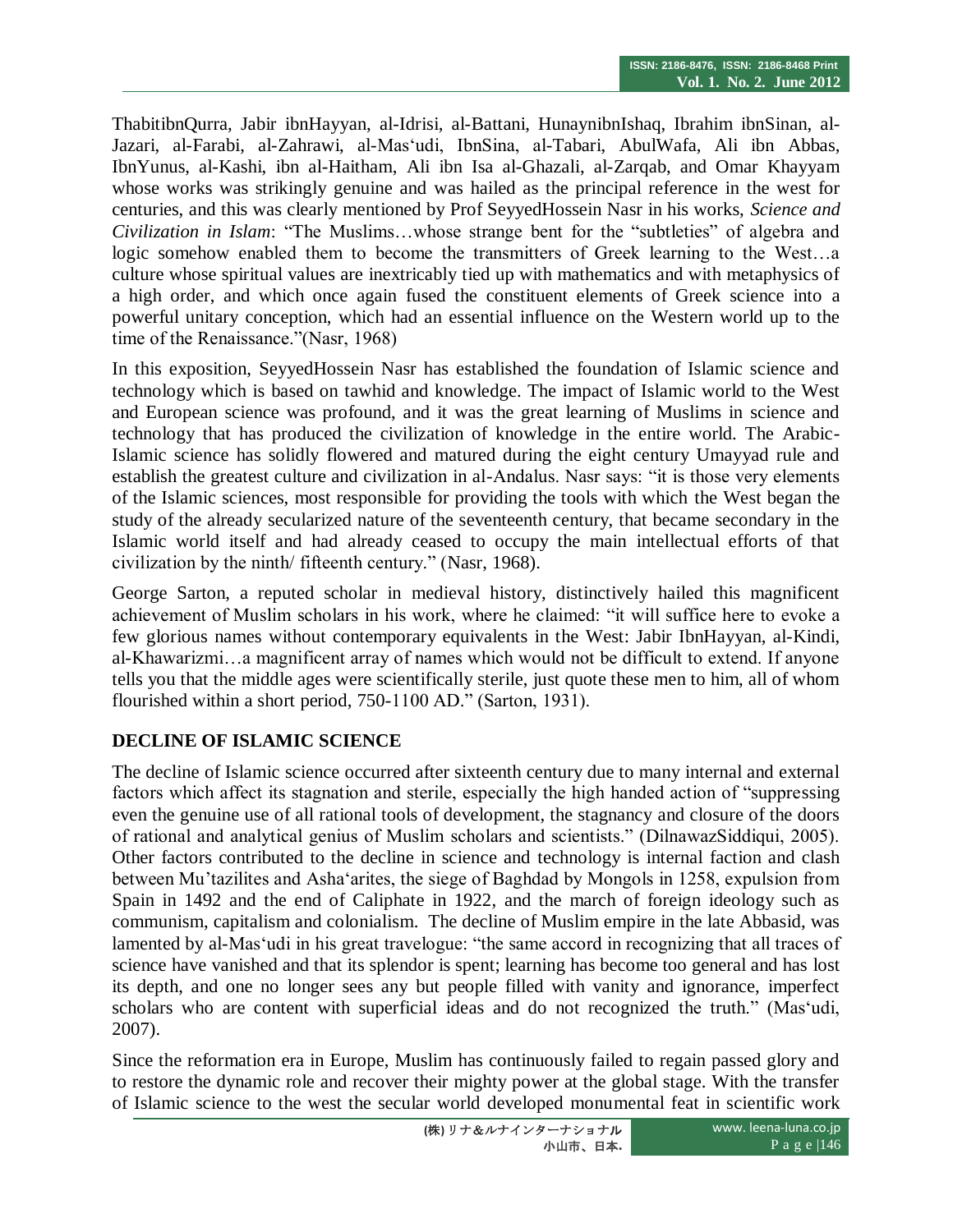ThabitibnQurra, Jabir ibnHayyan, al-Idrisi, al-Battani, HunaynibnIshaq, Ibrahim ibnSinan, al-Jazari, al-Farabi, al-Zahrawi, al-Mas'udi, IbnSina, al-Tabari, AbulWafa, Ali ibn Abbas, IbnYunus, al-Kashi, ibn al-Haitham, Ali ibn Isa al-Ghazali, al-Zarqab, and Omar Khayyam whose works was strikingly genuine and was hailed as the principal reference in the west for centuries, and this was clearly mentioned by Prof SeyyedHossein Nasr in his works, *Science and Civilization in Islam*: "The Muslims…whose strange bent for the "subtleties" of algebra and logic somehow enabled them to become the transmitters of Greek learning to the West…a culture whose spiritual values are inextricably tied up with mathematics and with metaphysics of a high order, and which once again fused the constituent elements of Greek science into a powerful unitary conception, which had an essential influence on the Western world up to the time of the Renaissance."(Nasr, 1968)

In this exposition, SeyyedHossein Nasr has established the foundation of Islamic science and technology which is based on tawhid and knowledge. The impact of Islamic world to the West and European science was profound, and it was the great learning of Muslims in science and technology that has produced the civilization of knowledge in the entire world. The Arabic-Islamic science has solidly flowered and matured during the eight century Umayyad rule and establish the greatest culture and civilization in al-Andalus. Nasr says: "it is those very elements of the Islamic sciences, most responsible for providing the tools with which the West began the study of the already secularized nature of the seventeenth century, that became secondary in the Islamic world itself and had already ceased to occupy the main intellectual efforts of that civilization by the ninth/ fifteenth century." (Nasr, 1968).

George Sarton, a reputed scholar in medieval history, distinctively hailed this magnificent achievement of Muslim scholars in his work, where he claimed: "it will suffice here to evoke a few glorious names without contemporary equivalents in the West: Jabir IbnHayyan, al-Kindi, al-Khawarizmi…a magnificent array of names which would not be difficult to extend. If anyone tells you that the middle ages were scientifically sterile, just quote these men to him, all of whom flourished within a short period, 750-1100 AD." (Sarton, 1931).

## DECLINE OF ISLAMIC SCIENCE

The decline of Islamic science occurred after sixteenth century due to many internal and external factors which affect its stagnation and sterile, especially the high handed action of "suppressing even the genuine use of all rational tools of development, the stagnancy and closure of the doors of rational and analytical genius of Muslim scholars and scientists." (DilnawazSiddiqui, 2005). Other factors contributed to the decline in science and technology is internal faction and clash between Mu'tazilites and Asha'arites, the siege of Baghdad by Mongols in 1258, expulsion from Spain in 1492 and the end of Caliphate in 1922, and the march of foreign ideology such as communism, capitalism and colonialism. The decline of Muslim empire in the late Abbasid, was lamented by al-Mas'udi in his great travelogue: "the same accord in recognizing that all traces of science have vanished and that its splendor is spent; learning has become too general and has lost its depth, and one no longer sees any but people filled with vanity and ignorance, imperfect scholars who are content with superficial ideas and do not recognized the truth." (Mas'udi, 2007).

Since the reformation era in Europe, Muslim has continuously failed to regain passed glory and to restore the dynamic role and recover their mighty power at the global stage. With the transfer of Islamic science to the west the secular world developed monumental feat in scientific work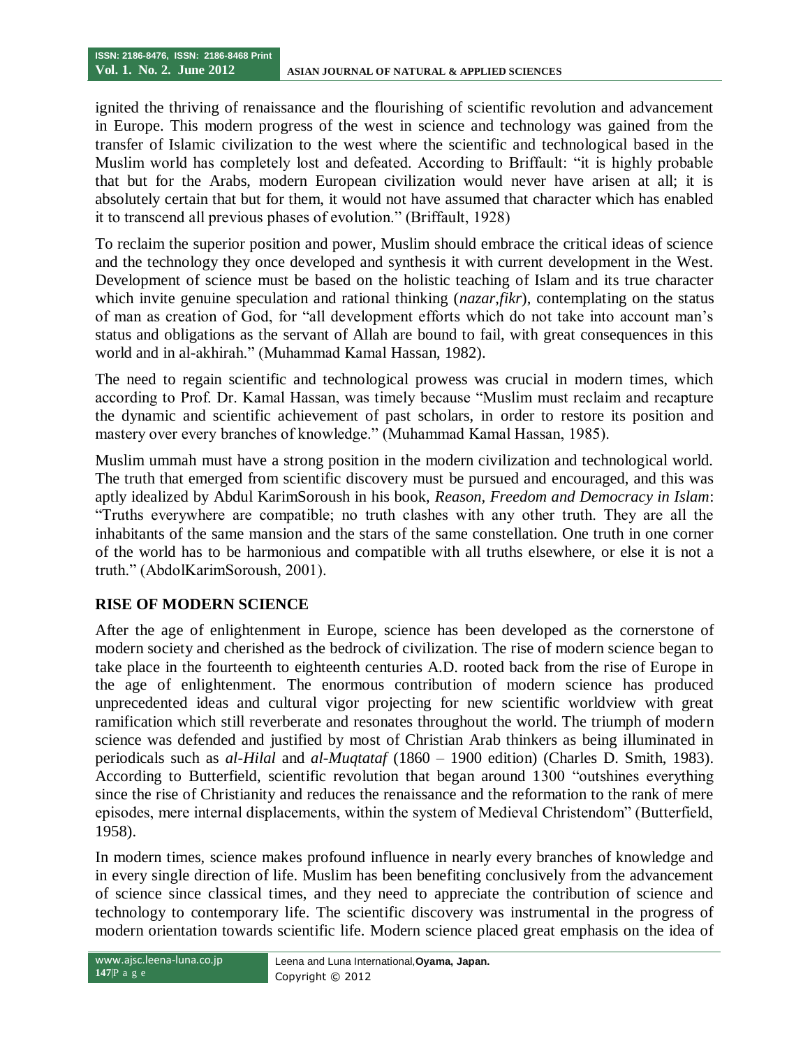ignited the thriving of renaissance and the flourishing of scientific revolution and advancement in Europe. This modern progress of the west in science and technology was gained from the transfer of Islamic civilization to the west where the scientific and technological based in the Muslim world has completely lost and defeated. According to Briffault: "it is highly probable that but for the Arabs, modern European civilization would never have arisen at all; it is absolutely certain that but for them, it would not have assumed that character which has enabled it to transcend all previous phases of evolution." (Briffault, 1928)

To reclaim the superior position and power, Muslim should embrace the critical ideas of science and the technology they once developed and synthesis it with current development in the West. Development of science must be based on the holistic teaching of Islam and its true character which invite genuine speculation and rational thinking (*nazar*,*fikr*), contemplating on the status of man as creation of God, for "all development efforts which do not take into account man's status and obligations as the servant of Allah are bound to fail, with great consequences in this world and in al-akhirah." (Muhammad Kamal Hassan, 1982).

The need to regain scientific and technological prowess was crucial in modern times, which according to Prof. Dr. Kamal Hassan, was timely because "Muslim must reclaim and recapture the dynamic and scientific achievement of past scholars, in order to restore its position and mastery over every branches of knowledge." (Muhammad Kamal Hassan, 1985).

Muslim ummah must have a strong position in the modern civilization and technological world. The truth that emerged from scientific discovery must be pursued and encouraged, and this was aptly idealized by Abdul KarimSoroush in his book, *Reason, Freedom and Democracy in Islam*: "Truths everywhere are compatible; no truth clashes with any other truth. They are all the inhabitants of the same mansion and the stars of the same constellation. One truth in one corner of the world has to be harmonious and compatible with all truths elsewhere, or else it is not a truth." (AbdolKarimSoroush, 2001).

## RISE OF MODERN SCIENCE

After the age of enlightenment in Europe, science has been developed as the cornerstone of modern society and cherished as the bedrock of civilization. The rise of modern science began to take place in the fourteenth to eighteenth centuries A.D. rooted back from the rise of Europe in the age of enlightenment. The enormous contribution of modern science has produced unprecedented ideas and cultural vigor projecting for new scientific worldview with great ramification which still reverberate and resonates throughout the world. The triumph of modern science was defended and justified by most of Christian Arab thinkers as being illuminated in periodicals such as *al-Hilal* and *al-Muqtataf* (1860 – 1900 edition) (Charles D. Smith, 1983). According to Butterfield, scientific revolution that began around 1300 "outshines everything since the rise of Christianity and reduces the renaissance and the reformation to the rank of mere episodes, mere internal displacements, within the system of Medieval Christendom" (Butterfield, 1958).

In modern times, science makes profound influence in nearly every branches of knowledge and in every single direction of life. Muslim has been benefiting conclusively from the advancement of science since classical times, and they need to appreciate the contribution of science and technology to contemporary life. The scientific discovery was instrumental in the progress of modern orientation towards scientific life. Modern science placed great emphasis on the idea of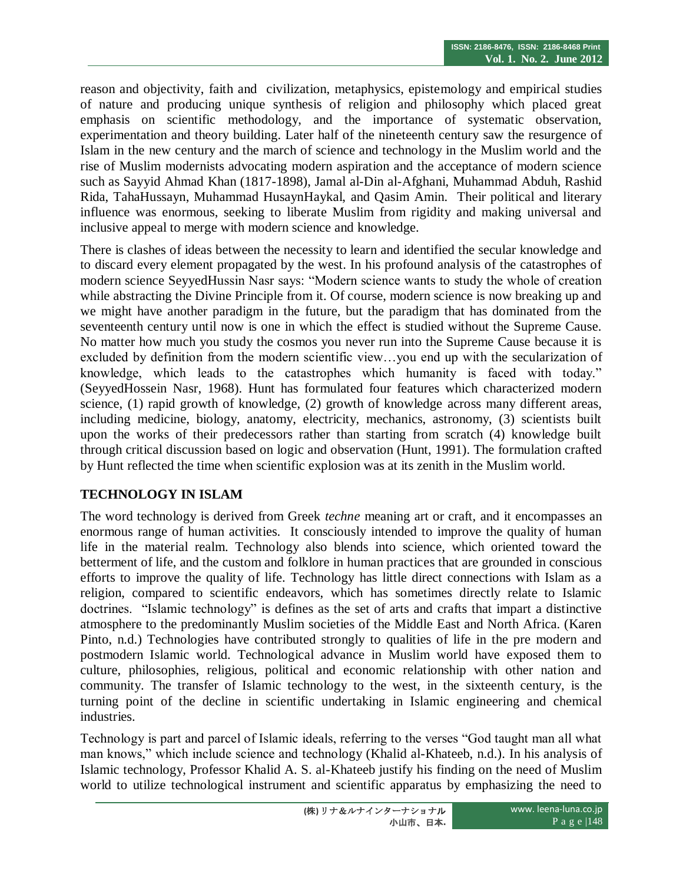reason and objectivity, faith and civilization, metaphysics, epistemology and empirical studies of nature and producing unique synthesis of religion and philosophy which placed great emphasis on scientific methodology, and the importance of systematic observation, experimentation and theory building. Later half of the nineteenth century saw the resurgence of Islam in the new century and the march of science and technology in the Muslim world and the rise of Muslim modernists advocating modern aspiration and the acceptance of modern science such as Sayyid Ahmad Khan (1817-1898), Jamal al-Din al-Afghani, Muhammad Abduh, Rashid Rida, TahaHussayn, Muhammad HusaynHaykal, and Qasim Amin. Their political and literary influence was enormous, seeking to liberate Muslim from rigidity and making universal and inclusive appeal to merge with modern science and knowledge.

There is clashes of ideas between the necessity to learn and identified the secular knowledge and to discard every element propagated by the west. In his profound analysis of the catastrophes of modern science SeyyedHussin Nasr says: "Modern science wants to study the whole of creation while abstracting the Divine Principle from it. Of course, modern science is now breaking up and we might have another paradigm in the future, but the paradigm that has dominated from the seventeenth century until now is one in which the effect is studied without the Supreme Cause. No matter how much you study the cosmos you never run into the Supreme Cause because it is excluded by definition from the modern scientific view…you end up with the secularization of knowledge, which leads to the catastrophes which humanity is faced with today." (SeyyedHossein Nasr, 1968). Hunt has formulated four features which characterized modern science, (1) rapid growth of knowledge, (2) growth of knowledge across many different areas, including medicine, biology, anatomy, electricity, mechanics, astronomy, (3) scientists built upon the works of their predecessors rather than starting from scratch (4) knowledge built through critical discussion based on logic and observation (Hunt, 1991). The formulation crafted by Hunt reflected the time when scientific explosion was at its zenith in the Muslim world.

## TECHNOLOGY IN ISLAM

The word technology is derived from Greek *techne* meaning art or craft, and it encompasses an enormous range of human activities. It consciously intended to improve the quality of human life in the material realm. Technology also blends into science, which oriented toward the betterment of life, and the custom and folklore in human practices that are grounded in conscious efforts to improve the quality of life. Technology has little direct connections with Islam as a religion, compared to scientific endeavors, which has sometimes directly relate to Islamic doctrines. "Islamic technology" is defines as the set of arts and crafts that impart a distinctive atmosphere to the predominantly Muslim societies of the Middle East and North Africa. (Karen Pinto, n.d.) Technologies have contributed strongly to qualities of life in the pre modern and postmodern Islamic world. Technological advance in Muslim world have exposed them to culture, philosophies, religious, political and economic relationship with other nation and community. The transfer of Islamic technology to the west, in the sixteenth century, is the turning point of the decline in scientific undertaking in Islamic engineering and chemical industries.

Technology is part and parcel of Islamic ideals, referring to the verses "God taught man all what man knows," which include science and technology (Khalid al-Khateeb, n.d.). In his analysis of Islamic technology, Professor Khalid A. S. al-Khateeb justify his finding on the need of Muslim world to utilize technological instrument and scientific apparatus by emphasizing the need to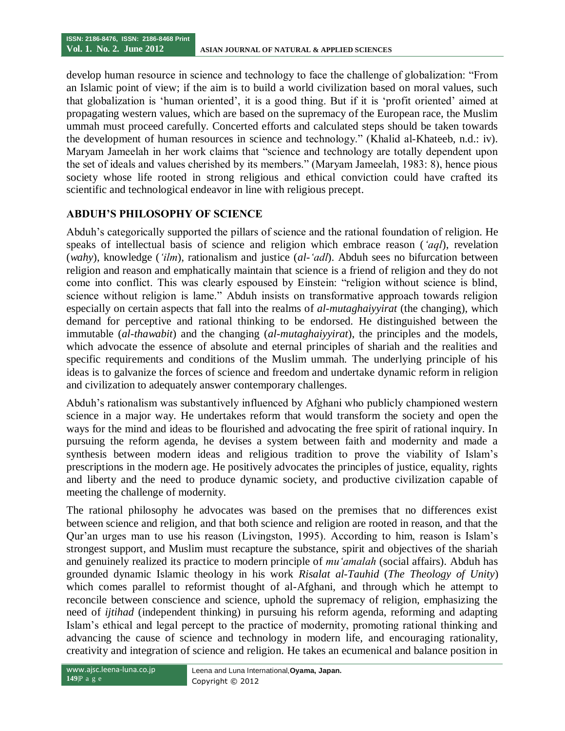develop human resource in science and technology to face the challenge of globalization: "From an Islamic point of view; if the aim is to build a world civilization based on moral values, such that globalization is 'human oriented', it is a good thing. But if it is 'profit oriented' aimed at propagating western values, which are based on the supremacy of the European race, the Muslim ummah must proceed carefully. Concerted efforts and calculated steps should be taken towards the development of human resources in science and technology." (Khalid al-Khateeb, n.d.: iv). Maryam Jameelah in her work claims that "science and technology are totally dependent upon the set of ideals and values cherished by its members." (Maryam Jameelah, 1983: 8), hence pious society whose life rooted in strong religious and ethical conviction could have crafted its scientific and technological endeavor in line with religious precept.

## ABDUH'S PHILOSOPHY OF SCIENCE

Abduh's categorically supported the pillars of science and the rational foundation of religion. He speaks of intellectual basis of science and religion which embrace reason (*'aql*), revelation (*wahy*), knowledge (*'ilm*), rationalism and justice (*al-'adl*). Abduh sees no bifurcation between religion and reason and emphatically maintain that science is a friend of religion and they do not come into conflict. This was clearly espoused by Einstein: "religion without science is blind, science without religion is lame." Abduh insists on transformative approach towards religion especially on certain aspects that fall into the realms of *al-mutaghaiyyirat* (the changing), which demand for perceptive and rational thinking to be endorsed. He distinguished between the immutable (*al-thawabit*) and the changing (*al-mutaghaiyyirat*), the principles and the models, which advocate the essence of absolute and eternal principles of shariah and the realities and specific requirements and conditions of the Muslim ummah. The underlying principle of his ideas is to galvanize the forces of science and freedom and undertake dynamic reform in religion and civilization to adequately answer contemporary challenges.

Abduh's rationalism was substantively influenced by Afghani who publicly championed western science in a major way. He undertakes reform that would transform the society and open the ways for the mind and ideas to be flourished and advocating the free spirit of rational inquiry. In pursuing the reform agenda, he devises a system between faith and modernity and made a synthesis between modern ideas and religious tradition to prove the viability of Islam's prescriptions in the modern age. He positively advocates the principles of justice, equality, rights and liberty and the need to produce dynamic society, and productive civilization capable of meeting the challenge of modernity.

The rational philosophy he advocates was based on the premises that no differences exist between science and religion, and that both science and religion are rooted in reason, and that the Qur'an urges man to use his reason (Livingston, 1995). According to him, reason is Islam's strongest support, and Muslim must recapture the substance, spirit and objectives of the shariah and genuinely realized its practice to modern principle of *mu'amalah* (social affairs). Abduh has grounded dynamic Islamic theology in his work *Risalat al-Tauhid* (*The Theology of Unity*) which comes parallel to reformist thought of al-Afghani, and through which he attempt to reconcile between conscience and science, uphold the supremacy of religion, emphasizing the need of *ijtihad* (independent thinking) in pursuing his reform agenda, reforming and adapting Islam's ethical and legal percept to the practice of modernity, promoting rational thinking and advancing the cause of science and technology in modern life, and encouraging rationality, creativity and integration of science and religion. He takes an ecumenical and balance position in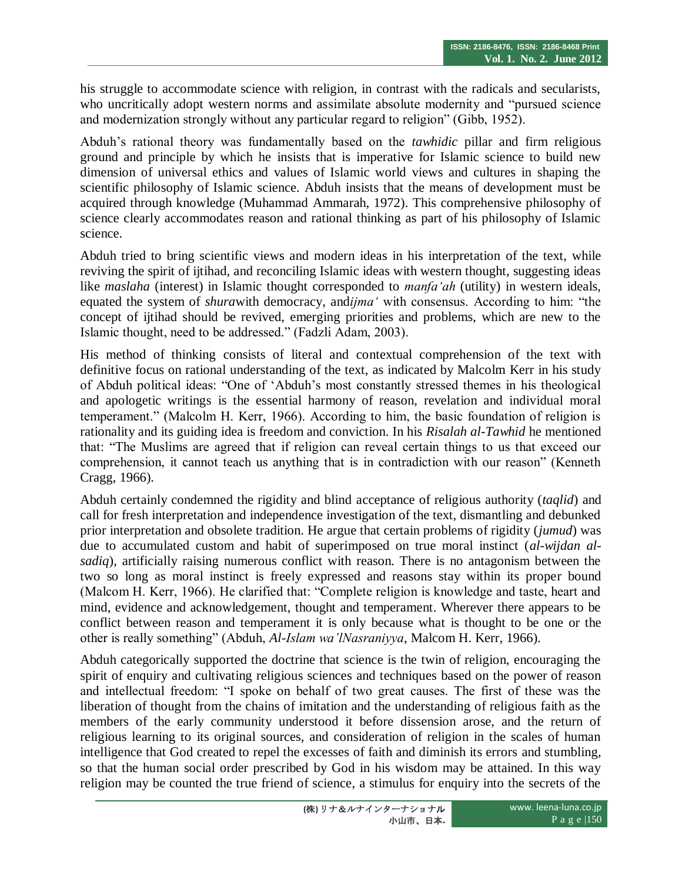his struggle to accommodate science with religion, in contrast with the radicals and secularists, who uncritically adopt western norms and assimilate absolute modernity and "pursued science and modernization strongly without any particular regard to religion" (Gibb, 1952).

Abduh's rational theory was fundamentally based on the *tawhidic* pillar and firm religious ground and principle by which he insists that is imperative for Islamic science to build new dimension of universal ethics and values of Islamic world views and cultures in shaping the scientific philosophy of Islamic science. Abduh insists that the means of development must be acquired through knowledge (Muhammad Ammarah, 1972). This comprehensive philosophy of science clearly accommodates reason and rational thinking as part of his philosophy of Islamic science.

Abduh tried to bring scientific views and modern ideas in his interpretation of the text, while reviving the spirit of ijtihad, and reconciling Islamic ideas with western thought, suggesting ideas like *maslaha* (interest) in Islamic thought corresponded to *manfa'ah* (utility) in western ideals, equated the system of *shura*with democracy, and*ijma'* with consensus. According to him: "the concept of ijtihad should be revived, emerging priorities and problems, which are new to the Islamic thought, need to be addressed." (Fadzli Adam, 2003).

His method of thinking consists of literal and contextual comprehension of the text with definitive focus on rational understanding of the text, as indicated by Malcolm Kerr in his study of Abduh political ideas: "One of 'Abduh's most constantly stressed themes in his theological and apologetic writings is the essential harmony of reason, revelation and individual moral temperament." (Malcolm H. Kerr, 1966). According to him, the basic foundation of religion is rationality and its guiding idea is freedom and conviction. In his *Risalah al-Tawhid* he mentioned that: "The Muslims are agreed that if religion can reveal certain things to us that exceed our comprehension, it cannot teach us anything that is in contradiction with our reason" (Kenneth Cragg, 1966).

Abduh certainly condemned the rigidity and blind acceptance of religious authority (*taqlid*) and call for fresh interpretation and independence investigation of the text, dismantling and debunked prior interpretation and obsolete tradition. He argue that certain problems of rigidity (*jumud*) was due to accumulated custom and habit of superimposed on true moral instinct (*al-wijdan al-sadiq*), artificially raising numerous conflict with reason. There is no antagonism between the two so long as moral instinct is freely expressed and reasons stay within its proper bound (Malcom H. Kerr, 1966). He clarified that: "Complete religion is knowledge and taste, heart and mind, evidence and acknowledgement, thought and temperament. Wherever there appears to be conflict between reason and temperament it is only because what is thought to be one or the other is really something" (Abduh, *Al-Islam wa'lNasraniyya*, Malcom H. Kerr, 1966).

Abduh categorically supported the doctrine that science is the twin of religion, encouraging the spirit of enquiry and cultivating religious sciences and techniques based on the power of reason and intellectual freedom: "I spoke on behalf of two great causes. The first of these was the liberation of thought from the chains of imitation and the understanding of religious faith as the members of the early community understood it before dissension arose, and the return of religious learning to its original sources, and consideration of religion in the scales of human intelligence that God created to repel the excesses of faith and diminish its errors and stumbling, so that the human social order prescribed by God in his wisdom may be attained. In this way religion may be counted the true friend of science, a stimulus for enquiry into the secrets of the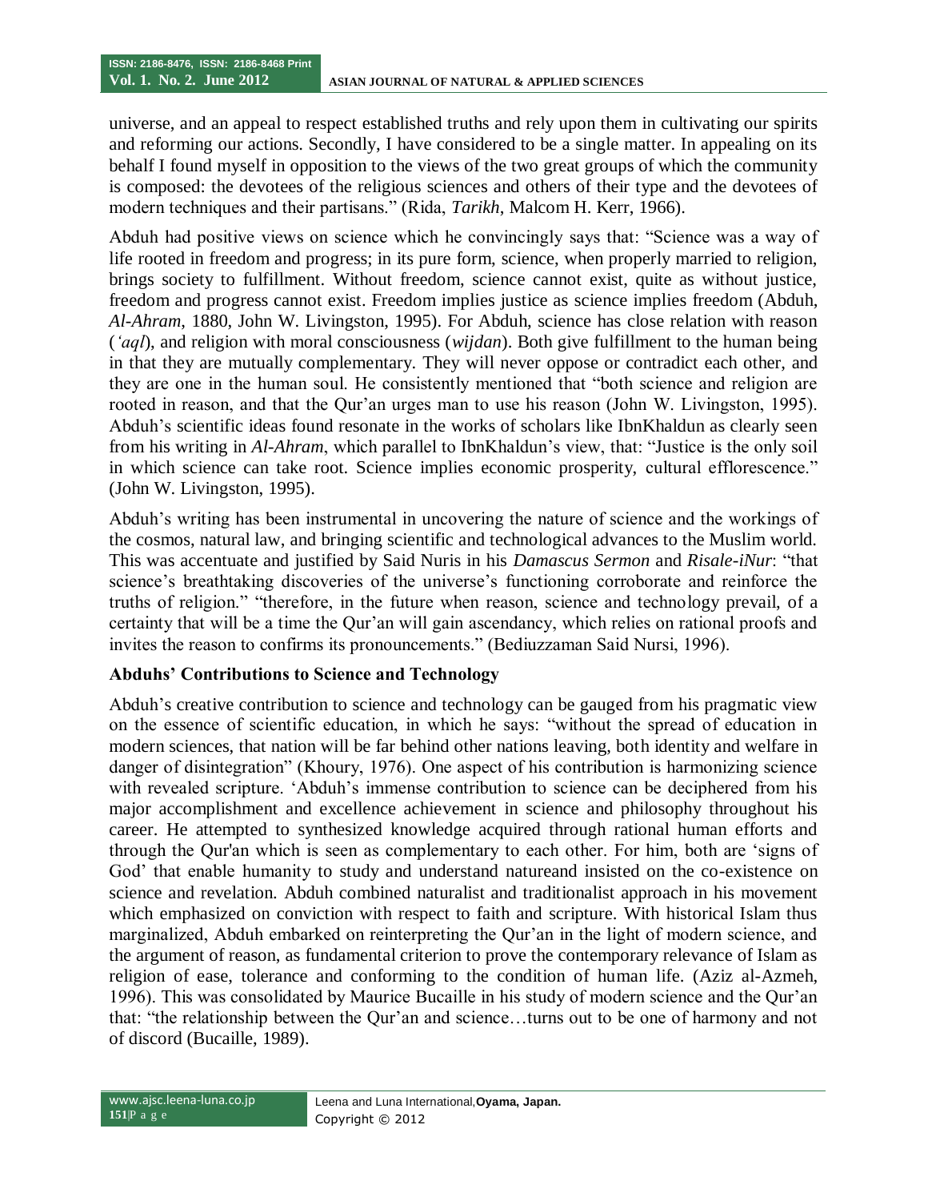universe, and an appeal to respect established truths and rely upon them in cultivating our spirits and reforming our actions. Secondly, I have considered to be a single matter. In appealing on its behalf I found myself in opposition to the views of the two great groups of which the community is composed: the devotees of the religious sciences and others of their type and the devotees of modern techniques and their partisans." (Rida, *Tarikh*, Malcom H. Kerr, 1966).

Abduh had positive views on science which he convincingly says that: "Science was a way of life rooted in freedom and progress; in its pure form, science, when properly married to religion, brings society to fulfillment. Without freedom, science cannot exist, quite as without justice, freedom and progress cannot exist. Freedom implies justice as science implies freedom (Abduh, *Al-Ahram*, 1880, John W. Livingston, 1995). For Abduh, science has close relation with reason (*'aql*), and religion with moral consciousness (*wijdan*). Both give fulfillment to the human being in that they are mutually complementary. They will never oppose or contradict each other, and they are one in the human soul. He consistently mentioned that "both science and religion are rooted in reason, and that the Qur'an urges man to use his reason (John W. Livingston, 1995). Abduh's scientific ideas found resonate in the works of scholars like IbnKhaldun as clearly seen from his writing in *Al-Ahram*, which parallel to IbnKhaldun's view, that: "Justice is the only soil in which science can take root. Science implies economic prosperity, cultural efflorescence." (John W. Livingston, 1995).

Abduh's writing has been instrumental in uncovering the nature of science and the workings of the cosmos, natural law, and bringing scientific and technological advances to the Muslim world. This was accentuate and justified by Said Nuris in his *Damascus Sermon* and *Risale-iNur*: "that science's breathtaking discoveries of the universe's functioning corroborate and reinforce the truths of religion." "therefore, in the future when reason, science and technology prevail, of a certainty that will be a time the Qur'an will gain ascendancy, which relies on rational proofs and invites the reason to confirms its pronouncements." (Bediuzzaman Said Nursi, 1996).

**Abduhs' Contributions to Science and Technology**

Abduh's creative contribution to science and technology can be gauged from his pragmatic view on the essence of scientific education, in which he says: "without the spread of education in modern sciences, that nation will be far behind other nations leaving, both identity and welfare in danger of disintegration" (Khoury, 1976). One aspect of his contribution is harmonizing science with revealed scripture. 'Abduh's immense contribution to science can be deciphered from his major accomplishment and excellence achievement in science and philosophy throughout his career. He attempted to synthesized knowledge acquired through rational human efforts and through the Qur'an which is seen as complementary to each other. For him, both are 'signs of God' that enable humanity to study and understand natureand insisted on the co-existence on science and revelation. Abduh combined naturalist and traditionalist approach in his movement which emphasized on conviction with respect to faith and scripture. With historical Islam thus marginalized, Abduh embarked on reinterpreting the Qur'an in the light of modern science, and the argument of reason, as fundamental criterion to prove the contemporary relevance of Islam as religion of ease, tolerance and conforming to the condition of human life. (Aziz al-Azmeh, 1996). This was consolidated by Maurice Bucaille in his study of modern science and the Qur'an that: "the relationship between the Qur'an and science…turns out to be one of harmony and not of discord (Bucaille, 1989).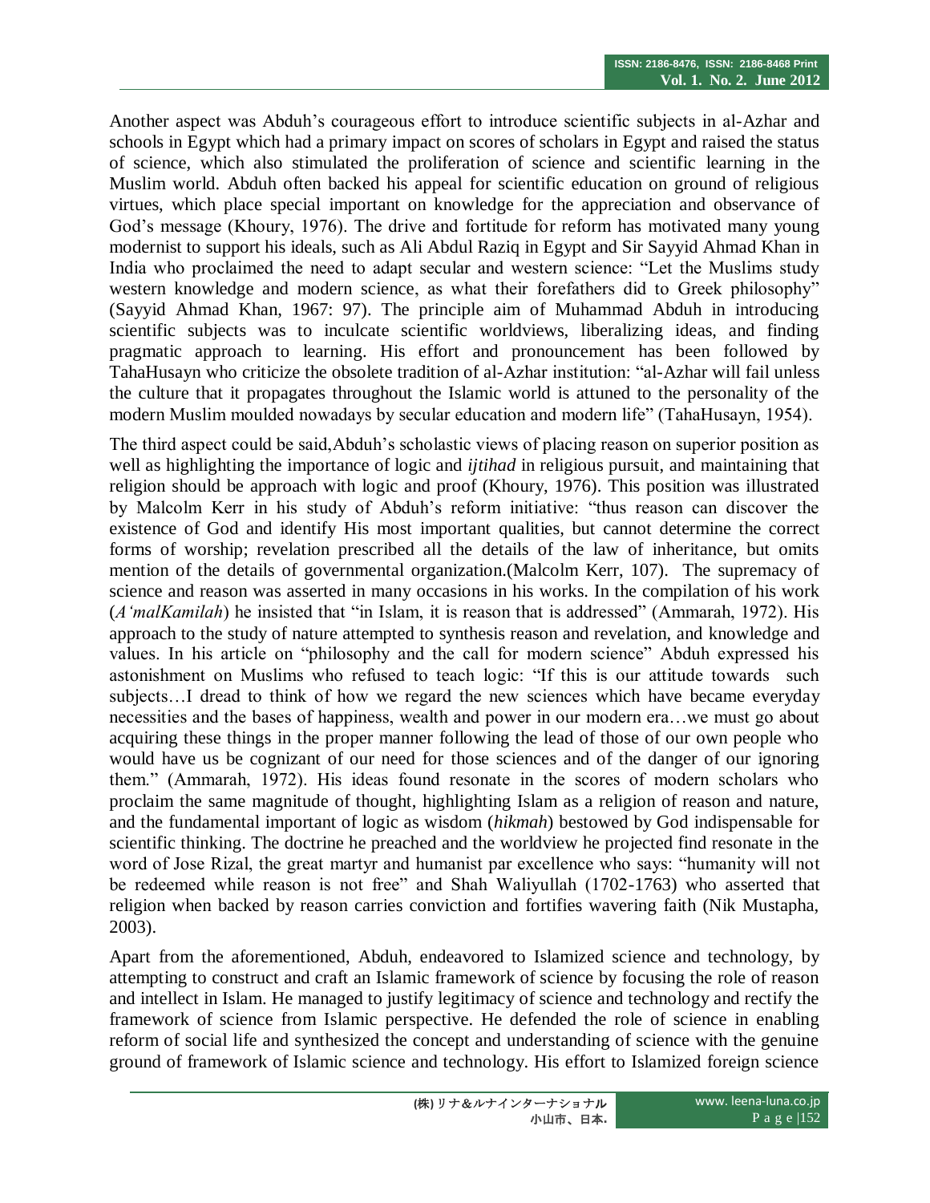Another aspect was Abduh's courageous effort to introduce scientific subjects in al-Azhar and schools in Egypt which had a primary impact on scores of scholars in Egypt and raised the status of science, which also stimulated the proliferation of science and scientific learning in the Muslim world. Abduh often backed his appeal for scientific education on ground of religious virtues, which place special important on knowledge for the appreciation and observance of God's message (Khoury, 1976). The drive and fortitude for reform has motivated many young modernist to support his ideals, such as Ali Abdul Raziq in Egypt and Sir Sayyid Ahmad Khan in India who proclaimed the need to adapt secular and western science: "Let the Muslims study western knowledge and modern science, as what their forefathers did to Greek philosophy" (Sayyid Ahmad Khan, 1967: 97). The principle aim of Muhammad Abduh in introducing scientific subjects was to inculcate scientific worldviews, liberalizing ideas, and finding pragmatic approach to learning. His effort and pronouncement has been followed by TahaHusayn who criticize the obsolete tradition of al-Azhar institution: "al-Azhar will fail unless the culture that it propagates throughout the Islamic world is attuned to the personality of the modern Muslim moulded nowadays by secular education and modern life" (TahaHusayn, 1954).

The third aspect could be said,Abduh's scholastic views of placing reason on superior position as well as highlighting the importance of logic and *ijtihad* in religious pursuit, and maintaining that religion should be approach with logic and proof (Khoury, 1976). This position was illustrated by Malcolm Kerr in his study of Abduh's reform initiative: "thus reason can discover the existence of God and identify His most important qualities, but cannot determine the correct forms of worship; revelation prescribed all the details of the law of inheritance, but omits mention of the details of governmental organization.(Malcolm Kerr, 107). The supremacy of science and reason was asserted in many occasions in his works. In the compilation of his work (*A'malKamilah*) he insisted that "in Islam, it is reason that is addressed" (Ammarah, 1972). His approach to the study of nature attempted to synthesis reason and revelation, and knowledge and values. In his article on "philosophy and the call for modern science" Abduh expressed his astonishment on Muslims who refused to teach logic: "If this is our attitude towards such subjects…I dread to think of how we regard the new sciences which have became everyday necessities and the bases of happiness, wealth and power in our modern era…we must go about acquiring these things in the proper manner following the lead of those of our own people who would have us be cognizant of our need for those sciences and of the danger of our ignoring them." (Ammarah, 1972). His ideas found resonate in the scores of modern scholars who proclaim the same magnitude of thought, highlighting Islam as a religion of reason and nature, and the fundamental important of logic as wisdom (*hikmah*) bestowed by God indispensable for scientific thinking. The doctrine he preached and the worldview he projected find resonate in the word of Jose Rizal, the great martyr and humanist par excellence who says: "humanity will not be redeemed while reason is not free" and Shah Waliyullah (1702-1763) who asserted that religion when backed by reason carries conviction and fortifies wavering faith (Nik Mustapha, 2003).

Apart from the aforementioned, Abduh, endeavored to Islamized science and technology, by attempting to construct and craft an Islamic framework of science by focusing the role of reason and intellect in Islam. He managed to justify legitimacy of science and technology and rectify the framework of science from Islamic perspective. He defended the role of science in enabling reform of social life and synthesized the concept and understanding of science with the genuine ground of framework of Islamic science and technology. His effort to Islamized foreign science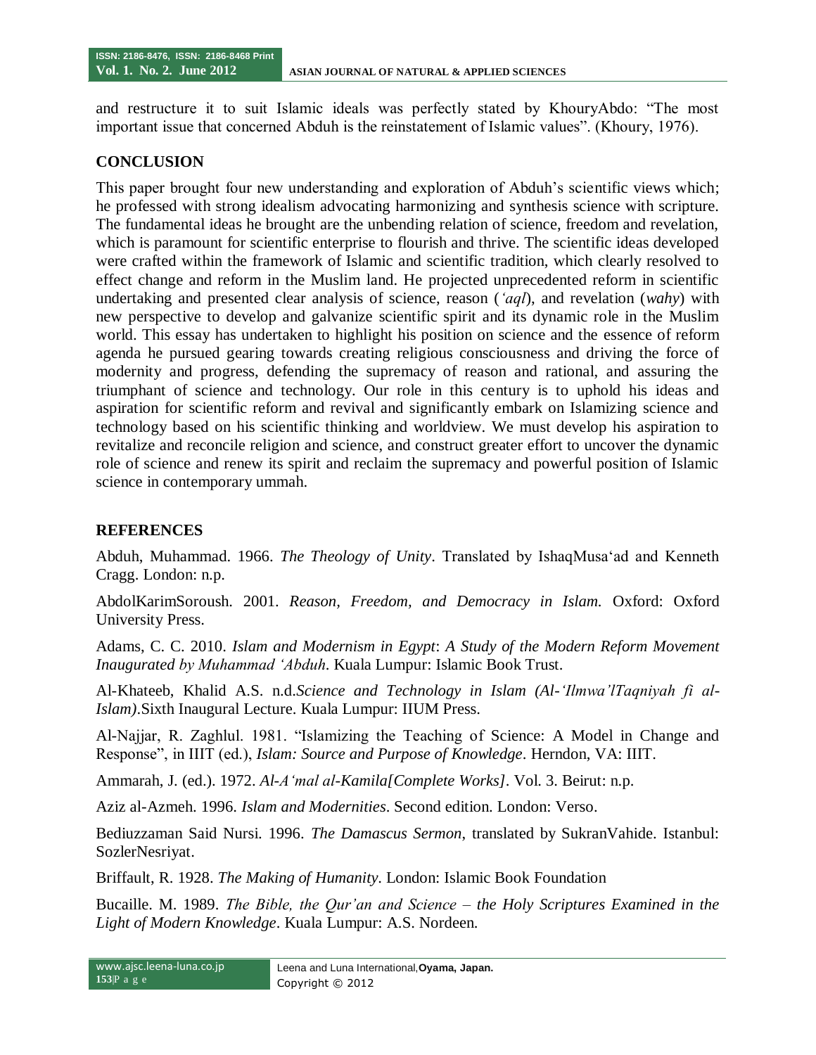and restructure it to suit Islamic ideals was perfectly stated by KhouryAbdo: “The most important issue that concerned Abduh is the reinstatement of Islamic values”. (Khoury, 1976).

## CONCLUSION

This paper brought four new understanding and exploration of Abduh’s scientific views which; he professed with strong idealism advocating harmonizing and synthesis science with scripture. The fundamental ideas he brought are the unbending relation of science, freedom and revelation, which is paramount for scientific enterprise to flourish and thrive. The scientific ideas developed were crafted within the framework of Islamic and scientific tradition, which clearly resolved to effect change and reform in the Muslim land. He projected unprecedented reform in scientific undertaking and presented clear analysis of science, reason (*‘aql*), and revelation (*wahy*) with new perspective to develop and galvanize scientific spirit and its dynamic role in the Muslim world. This essay has undertaken to highlight his position on science and the essence of reform agenda he pursued gearing towards creating religious consciousness and driving the force of modernity and progress, defending the supremacy of reason and rational, and assuring the triumphant of science and technology. Our role in this century is to uphold his ideas and aspiration for scientific reform and revival and significantly embark on Islamizing science and technology based on his scientific thinking and worldview. We must develop his aspiration to revitalize and reconcile religion and science, and construct greater effort to uncover the dynamic role of science and renew its spirit and reclaim the supremacy and powerful position of Islamic science in contemporary ummah.

## REFERENCES

Abduh, Muhammad. 1966. *The Theology of Unity*. Translated by IshaqMusa‘ad and Kenneth Cragg. London: n.p.

AbdolKarimSoroush. 2001. *Reason, Freedom, and Democracy in Islam.* Oxford: Oxford University Press.

Adams, C. C. 2010. *Islam and Modernism in Egypt*: *A Study of the Modern Reform Movement Inaugurated by Muhammad ‘Abduh*. Kuala Lumpur: Islamic Book Trust.

Al-Khateeb, Khalid A.S. n.d.*Science and Technology in Islam (Al-‘Ilmwa’lTaqniyah fi al-Islam)*.Sixth Inaugural Lecture. Kuala Lumpur: IIUM Press.

Al-Najjar, R. Zaghlul. 1981. “Islamizing the Teaching of Science: A Model in Change and Response”, in IIIT (ed.), *Islam: Source and Purpose of Knowledge*. Herndon, VA: IIIT.

Ammarah, J. (ed.). 1972. *Al-A‘mal al-Kamila[Complete Works]*. Vol. 3. Beirut: n.p.

Aziz al-Azmeh. 1996. *Islam and Modernities*. Second edition. London: Verso.

Bediuzzaman Said Nursi. 1996. *The Damascus Sermon*, translated by SukranVahide. Istanbul: SozlerNesriyat.

Briffault, R. 1928. *The Making of Humanity*. London: Islamic Book Foundation

Bucaille. M. 1989. *The Bible, the Qur’an and Science – the Holy Scriptures Examined in the Light of Modern Knowledge*. Kuala Lumpur: A.S. Nordeen.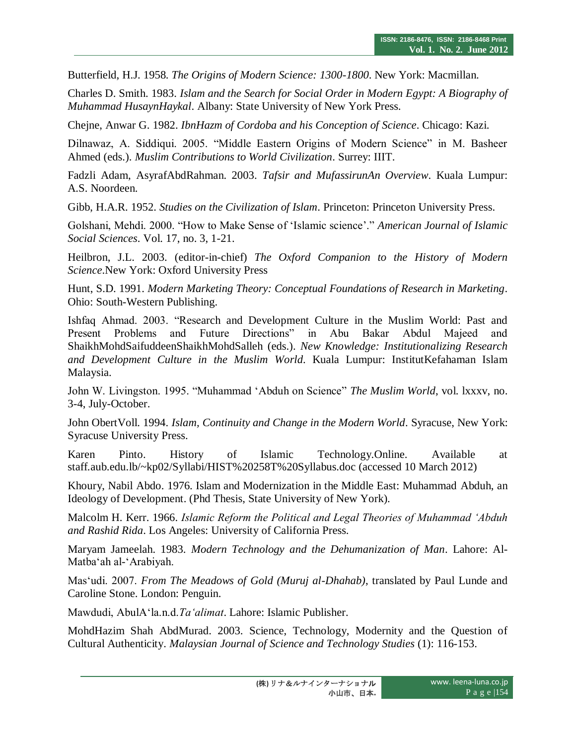Butterfield, H.J. 1958. *The Origins of Modern Science: 1300-1800*. New York: Macmillan.

Charles D. Smith. 1983. *Islam and the Search for Social Order in Modern Egypt: A Biography of Muhammad HusaynHaykal*. Albany: State University of New York Press.

Chejne, Anwar G. 1982. *IbnHazm of Cordoba and his Conception of Science*. Chicago: Kazi.

Dilnawaz, A. Siddiqui. 2005. "Middle Eastern Origins of Modern Science" in M. Basheer Ahmed (eds.). *Muslim Contributions to World Civilization*. Surrey: IIIT.

Fadzli Adam, AsyrafAbdRahman. 2003. *Tafsir and MufassirunAn Overview*. Kuala Lumpur: A.S. Noordeen.

Gibb, H.A.R. 1952. *Studies on the Civilization of Islam*. Princeton: Princeton University Press.

Golshani, Mehdi. 2000. "How to Make Sense of 'Islamic science'." *American Journal of Islamic Social Sciences*. Vol. 17, no. 3, 1-21.

Heilbron, J.L. 2003. (editor-in-chief) *The Oxford Companion to the History of Modern Science*.New York: Oxford University Press

Hunt, S.D. 1991. *Modern Marketing Theory: Conceptual Foundations of Research in Marketing*. Ohio: South-Western Publishing.

Ishfaq Ahmad. 2003. "Research and Development Culture in the Muslim World: Past and Present Problems and Future Directions" in Abu Bakar Abdul Majeed and ShaikhMohdSaifuddeenShaikhMohdSalleh (eds.). *New Knowledge: Institutionalizing Research and Development Culture in the Muslim World*. Kuala Lumpur: InstitutKefahaman Islam Malaysia.

John W. Livingston. 1995. "Muhammad 'Abduh on Science" *The Muslim World*, vol. lxxxv, no. 3-4, July-October.

John ObertVoll. 1994. *Islam, Continuity and Change in the Modern World*. Syracuse, New York: Syracuse University Press.

Karen Pinto. History of Islamic Technology.Online. Available at staff.aub.edu.lb/~kp02/Syllabi/HIST%20258T%20Syllabus.doc (accessed 10 March 2012)

Khoury, Nabil Abdo. 1976. Islam and Modernization in the Middle East: Muhammad Abduh, an Ideology of Development. (Phd Thesis, State University of New York).

Malcolm H. Kerr. 1966. *Islamic Reform the Political and Legal Theories of Muhammad 'Abduh and Rashid Rida*. Los Angeles: University of California Press.

Maryam Jameelah. 1983. *Modern Technology and the Dehumanization of Man*. Lahore: Al-Matba'ah al-'Arabiyah.

Mas'udi. 2007. *From The Meadows of Gold (Muruj al-Dhahab)*, translated by Paul Lunde and Caroline Stone. London: Penguin.

Mawdudi, AbulA'la.n.d.*Ta'alimat*. Lahore: Islamic Publisher.

MohdHazim Shah AbdMurad. 2003. Science, Technology, Modernity and the Question of Cultural Authenticity. *Malaysian Journal of Science and Technology Studies* (1): 116-153.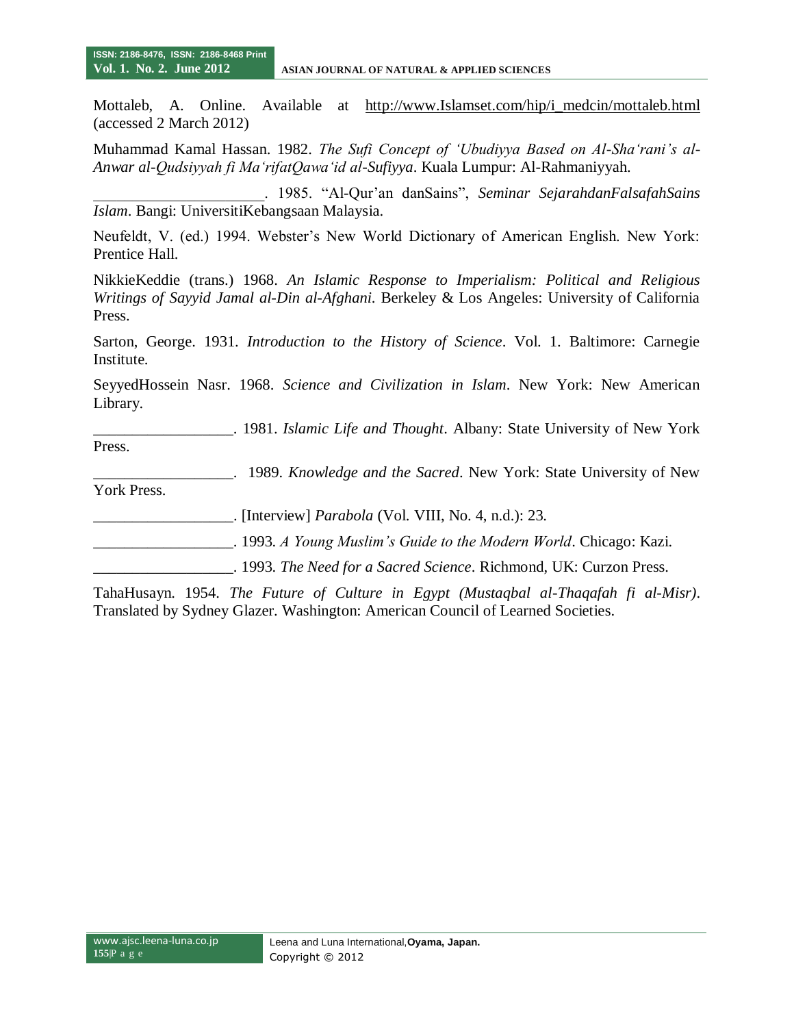Mottaleb, A. Online. Available at http://www.Islamset.com/hip/i_medcin/mottaleb.html (accessed 2 March 2012)

Muhammad Kamal Hassan. 1982. *The Sufi Concept of 'Ubudiyya Based on Al-Sha'rani's al-Anwar al-Qudsiyyah fi Ma'rifatQawa'id al-Sufiyya*. Kuala Lumpur: Al-Rahmaniyyah.

______________________. 1985. "Al-Qur'an danSains", *Seminar SejarahdanFalsafahSains Islam*. Bangi: UniversitiKebangsaan Malaysia.

Neufeldt, V. (ed.) 1994. Webster's New World Dictionary of American English. New York: Prentice Hall.

NikkieKeddie (trans.) 1968. *An Islamic Response to Imperialism: Political and Religious Writings of Sayyid Jamal al-Din al-Afghani*. Berkeley & Los Angeles: University of California Press.

Sarton, George. 1931. *Introduction to the History of Science*. Vol. 1. Baltimore: Carnegie Institute.

SeyyedHossein Nasr. 1968. *Science and Civilization in Islam*. New York: New American Library.

__________________. 1981. *Islamic Life and Thought*. Albany: State University of New York Press.

__________________. 1989. *Knowledge and the Sacred*. New York: State University of New York Press.

__________________. [Interview] *Parabola* (Vol. VIII, No. 4, n.d.): 23.

__________________. 1993. *A Young Muslim's Guide to the Modern World*. Chicago: Kazi.

__________________. 1993. *The Need for a Sacred Science*. Richmond, UK: Curzon Press.

TahaHusayn. 1954. *The Future of Culture in Egypt (Mustaqbal al-Thaqafah fi al-Misr)*. Translated by Sydney Glazer. Washington: American Council of Learned Societies.